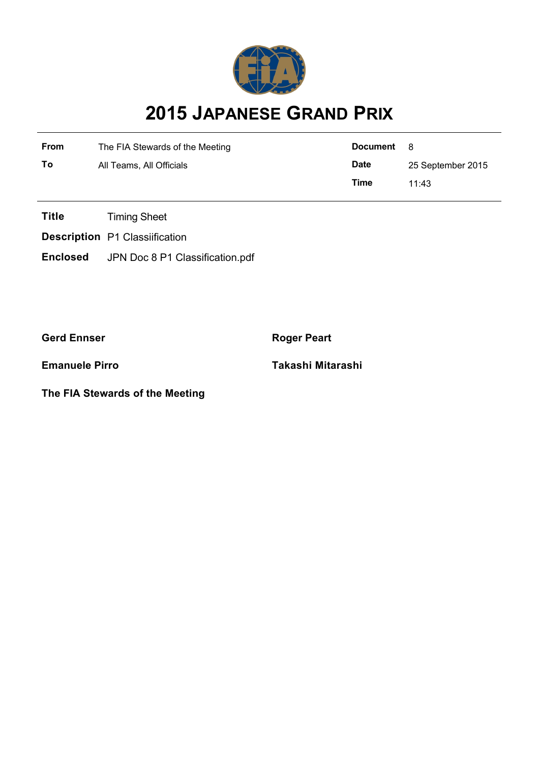# 2015 JAPANESE GRAND PRIX

| | | | |
|---|---|---|---|
| **From** | The FIA Stewards of the Meeting | **Document** | 8 |
| **To** | All Teams, All Officials | **Date** | 25 September 2015 |
| | | **Time** | 11:43 |

**Title** Timing Sheet

**Description** P1 Classiification

**Enclosed** JPN Doc 8 P1 Classification.pdf

**Gerd Ennser**

**Roger Peart**

**Emanuele Pirro**

**Takashi Mitarashi**

**The FIA Stewards of the Meeting**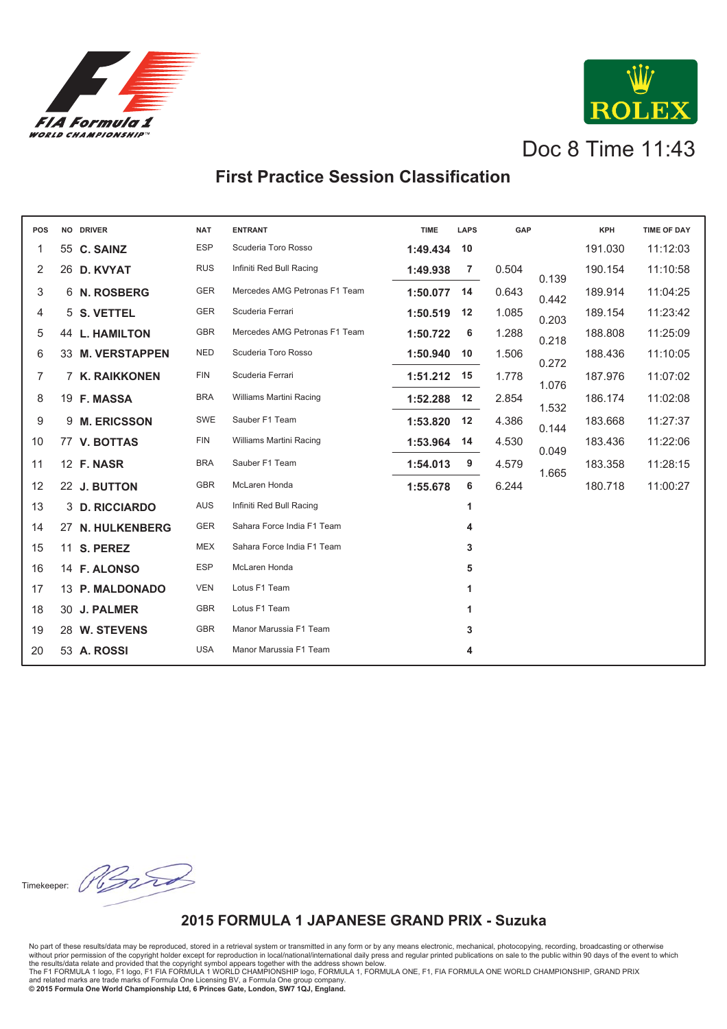Doc 8 Time 11:43

## First Practice Session Classification

| POS | NO | DRIVER | NAT | ENTRANT | TIME | LAPS | GAP | | KPH | TIME OF DAY |
|---|---|---|---|---|---|---|---|---|---|---|
| 1 | 55 | **C. SAINZ** | ESP | Scuderia Toro Rosso | **1:49.434** | **10** | | | 191.030 | 11:12:03 |
| 2 | 26 | **D. KVYAT** | RUS | Infiniti Red Bull Racing | **1:49.938** | **7** | 0.504 | | 190.154 | 11:10:58 |
| 3 | 6 | **N. ROSBERG** | GER | Mercedes AMG Petronas F1 Team | **1:50.077** | **14** | 0.643 | 0.139 | 189.914 | 11:04:25 |
| 4 | 5 | **S. VETTEL** | GER | Scuderia Ferrari | **1:50.519** | **12** | 1.085 | 0.442 | 189.154 | 11:23:42 |
| 5 | 44 | **L. HAMILTON** | GBR | Mercedes AMG Petronas F1 Team | **1:50.722** | **6** | 1.288 | 0.203 | 188.808 | 11:25:09 |
| 6 | 33 | **M. VERSTAPPEN** | NED | Scuderia Toro Rosso | **1:50.940** | **10** | 1.506 | 0.218 | 188.436 | 11:10:05 |
| 7 | 7 | **K. RAIKKONEN** | FIN | Scuderia Ferrari | **1:51.212** | **15** | 1.778 | 0.272 | 187.976 | 11:07:02 |
| 8 | 19 | **F. MASSA** | BRA | Williams Martini Racing | **1:52.288** | **12** | 2.854 | 1.076 | 186.174 | 11:02:08 |
| 9 | 9 | **M. ERICSSON** | SWE | Sauber F1 Team | **1:53.820** | **12** | 4.386 | 1.532 | 183.668 | 11:27:37 |
| 10 | 77 | **V. BOTTAS** | FIN | Williams Martini Racing | **1:53.964** | **14** | 4.530 | 0.144 | 183.436 | 11:22:06 |
| 11 | 12 | **F. NASR** | BRA | Sauber F1 Team | **1:54.013** | **9** | 4.579 | 0.049 | 183.358 | 11:28:15 |
| 12 | 22 | **J. BUTTON** | GBR | McLaren Honda | **1:55.678** | **6** | 6.244 | 1.665 | 180.718 | 11:00:27 |
| 13 | 3 | **D. RICCIARDO** | AUS | Infiniti Red Bull Racing | | **1** | | | | |
| 14 | 27 | **N. HULKENBERG** | GER | Sahara Force India F1 Team | | **4** | | | | |
| 15 | 11 | **S. PEREZ** | MEX | Sahara Force India F1 Team | | **3** | | | | |
| 16 | 14 | **F. ALONSO** | ESP | McLaren Honda | | **5** | | | | |
| 17 | 13 | **P. MALDONADO** | VEN | Lotus F1 Team | | **1** | | | | |
| 18 | 30 | **J. PALMER** | GBR | Lotus F1 Team | | **1** | | | | |
| 19 | 28 | **W. STEVENS** | GBR | Manor Marussia F1 Team | | **3** | | | | |
| 20 | 53 | **A. ROSSI** | USA | Manor Marussia F1 Team | | **4** | | | | |

Timekeeper:

## 2015 FORMULA 1 JAPANESE GRAND PRIX - Suzuka

No part of these results/data may be reproduced, stored in a retrieval system or transmitted in any form or by any means electronic, mechanical, photocopying, recording, broadcasting or otherwise without prior permission of the copyright holder except for reproduction in local/national/international daily press and regular printed publications on sale to the public within 90 days of the event to which the results/data relate and provided that the copyright symbol appears together with the address shown below.
The F1 FORMULA 1 logo, F1 logo, F1 FIA FORMULA 1 WORLD CHAMPIONSHIP logo, FORMULA 1, FORMULA ONE, F1, FIA FORMULA ONE WORLD CHAMPIONSHIP, GRAND PRIX and related marks are trade marks of Formula One Licensing BV, a Formula One group company.
**© 2015 Formula One World Championship Ltd, 6 Princes Gate, London, SW7 1QJ, England.**